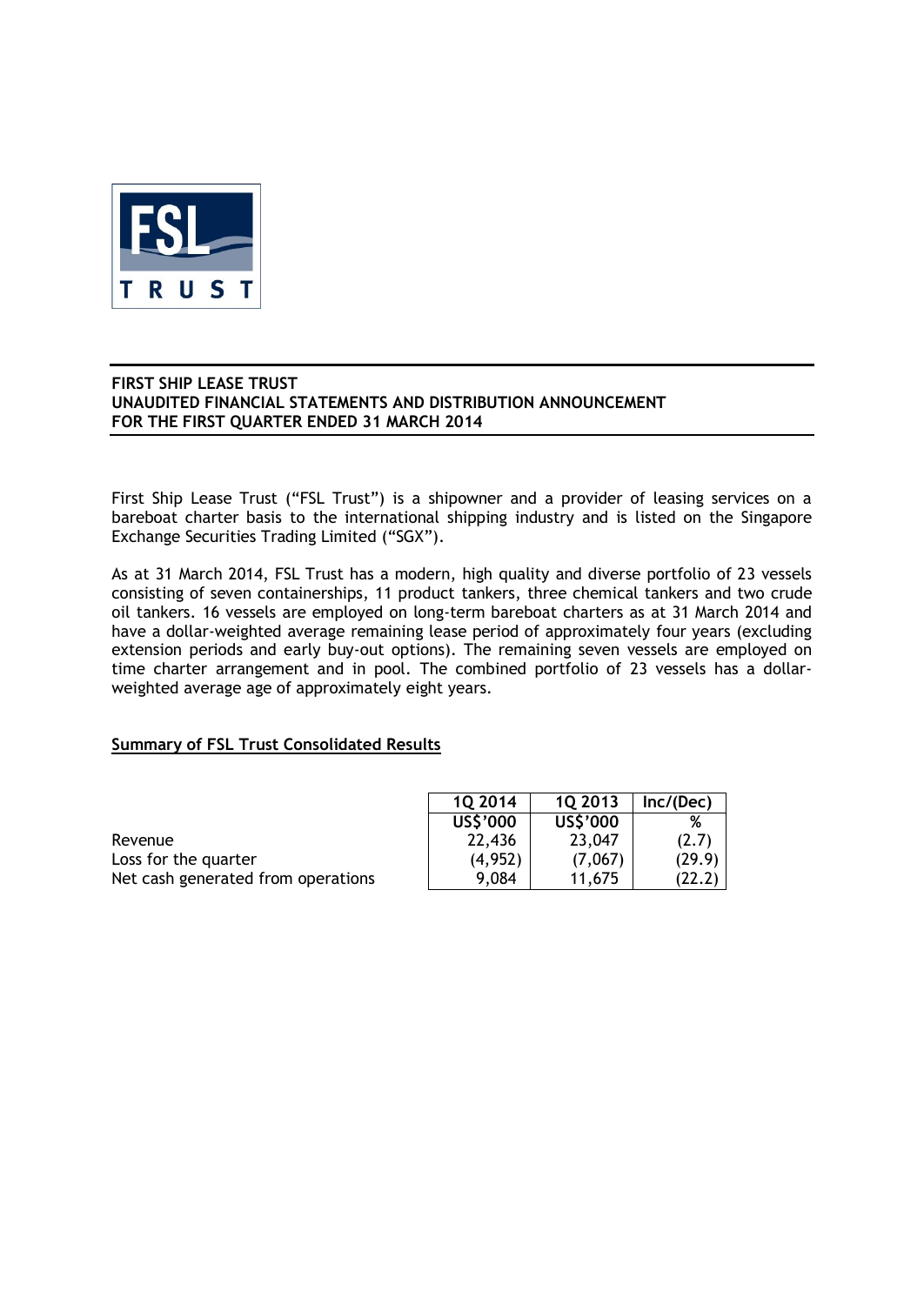FSL TRUST

**FIRST SHIP LEASE TRUST**
**UNAUDITED FINANCIAL STATEMENTS AND DISTRIBUTION ANNOUNCEMENT**
**FOR THE FIRST QUARTER ENDED 31 MARCH 2014**

First Ship Lease Trust ("FSL Trust") is a shipowner and a provider of leasing services on a bareboat charter basis to the international shipping industry and is listed on the Singapore Exchange Securities Trading Limited ("SGX").

As at 31 March 2014, FSL Trust has a modern, high quality and diverse portfolio of 23 vessels consisting of seven containerships, 11 product tankers, three chemical tankers and two crude oil tankers. 16 vessels are employed on long-term bareboat charters as at 31 March 2014 and have a dollar-weighted average remaining lease period of approximately four years (excluding extension periods and early buy-out options). The remaining seven vessels are employed on time charter arrangement and in pool. The combined portfolio of 23 vessels has a dollar-weighted average age of approximately eight years.

**Summary of FSL Trust Consolidated Results**

| | 1Q 2014 | 1Q 2013 | Inc/(Dec) |
|---|---|---|---|
| | US$'000 | US$'000 | % |
| Revenue | 22,436 | 23,047 | (2.7) |
| Loss for the quarter | (4,952) | (7,067) | (29.9) |
| Net cash generated from operations | 9,084 | 11,675 | (22.2) |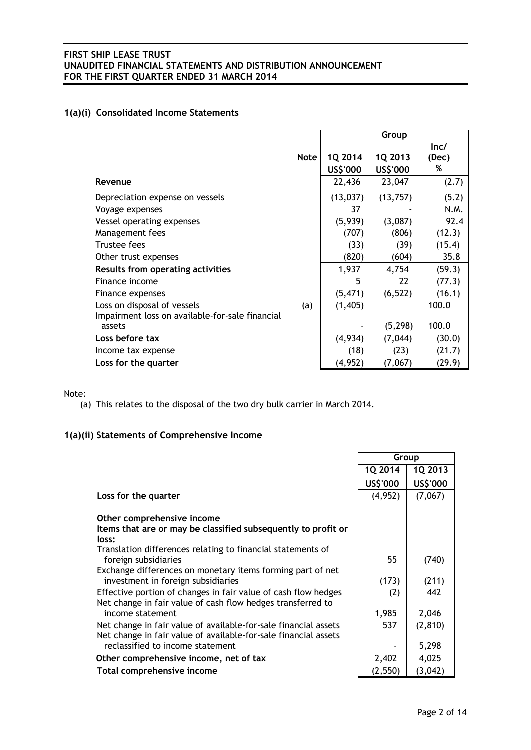## 1(a)(i) Consolidated Income Statements

| | Note | Group | | |
|---|---|---|---|---|
| | | 1Q 2014 | 1Q 2013 | Inc/ (Dec) |
| | | US$'000 | US$'000 | % |
| **Revenue** | | 22,436 | 23,047 | (2.7) |
| Depreciation expense on vessels | | (13,037) | (13,757) | (5.2) |
| Voyage expenses | | 37 | - | N.M. |
| Vessel operating expenses | | (5,939) | (3,087) | 92.4 |
| Management fees | | (707) | (806) | (12.3) |
| Trustee fees | | (33) | (39) | (15.4) |
| Other trust expenses | | (820) | (604) | 35.8 |
| **Results from operating activities** | | 1,937 | 4,754 | (59.3) |
| Finance income | | 5 | 22 | (77.3) |
| Finance expenses | | (5,471) | (6,522) | (16.1) |
| Loss on disposal of vessels | (a) | (1,405) | | 100.0 |
| Impairment loss on available-for-sale financial assets | | - | (5,298) | 100.0 |
| **Loss before tax** | | (4,934) | (7,044) | (30.0) |
| Income tax expense | | (18) | (23) | (21.7) |
| **Loss for the quarter** | | (4,952) | (7,067) | (29.9) |

Note:

(a) This relates to the disposal of the two dry bulk carrier in March 2014.

## 1(a)(ii) Statements of Comprehensive Income

| | Group | |
|---|---|---|
| | 1Q 2014 | 1Q 2013 |
| | US$'000 | US$'000 |
| **Loss for the quarter** | (4,952) | (7,067) |
| **Other comprehensive income** | | |
| **Items that are or may be classified subsequently to profit or loss:** | | |
| Translation differences relating to financial statements of foreign subsidiaries | 55 | (740) |
| Exchange differences on monetary items forming part of net investment in foreign subsidiaries | (173) | (211) |
| Effective portion of changes in fair value of cash flow hedges | (2) | 442 |
| Net change in fair value of cash flow hedges transferred to income statement | 1,985 | 2,046 |
| Net change in fair value of available-for-sale financial assets | 537 | (2,810) |
| Net change in fair value of available-for-sale financial assets reclassified to income statement | - | 5,298 |
| **Other comprehensive income, net of tax** | 2,402 | 4,025 |
| **Total comprehensive income** | (2,550) | (3,042) |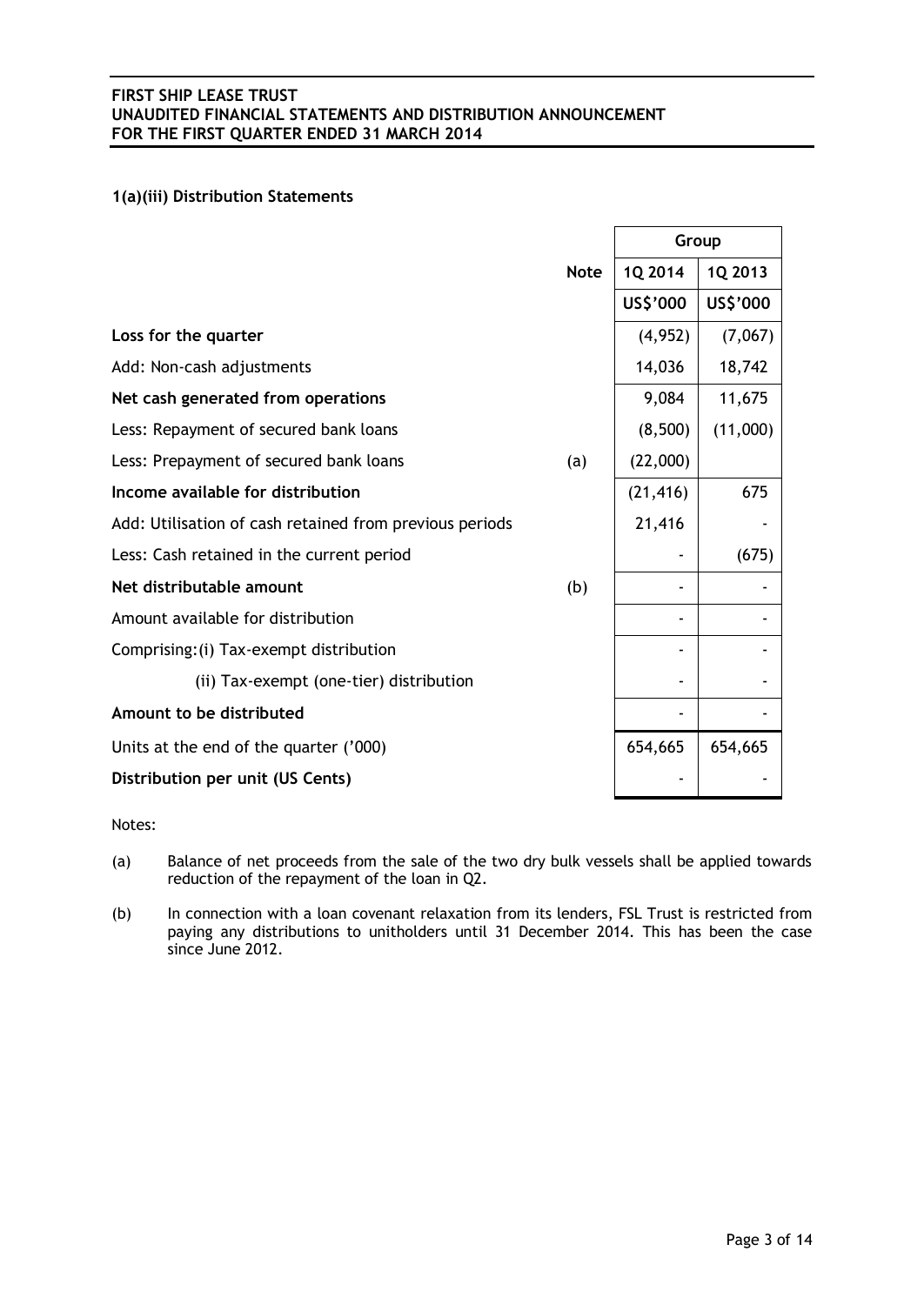### 1(a)(iii) Distribution Statements

| | Note | Group | |
|---|---|---|---|
| | | 1Q 2014 | 1Q 2013 |
| | | US$'000 | US$'000 |
| **Loss for the quarter** | | (4,952) | (7,067) |
| Add: Non-cash adjustments | | 14,036 | 18,742 |
| **Net cash generated from operations** | | 9,084 | 11,675 |
| Less: Repayment of secured bank loans | | (8,500) | (11,000) |
| Less: Prepayment of secured bank loans | (a) | (22,000) | |
| **Income available for distribution** | | (21,416) | 675 |
| Add: Utilisation of cash retained from previous periods | | 21,416 | - |
| Less: Cash retained in the current period | | - | (675) |
| **Net distributable amount** | (b) | - | - |
| Amount available for distribution | | - | - |
| Comprising: (i) Tax-exempt distribution | | - | - |
| (ii) Tax-exempt (one-tier) distribution | | - | - |
| **Amount to be distributed** | | - | - |
| Units at the end of the quarter ('000) | | 654,665 | 654,665 |
| **Distribution per unit (US Cents)** | | - | - |

Notes:

(a) Balance of net proceeds from the sale of the two dry bulk vessels shall be applied towards reduction of the repayment of the loan in Q2.

(b) In connection with a loan covenant relaxation from its lenders, FSL Trust is restricted from paying any distributions to unitholders until 31 December 2014. This has been the case since June 2012.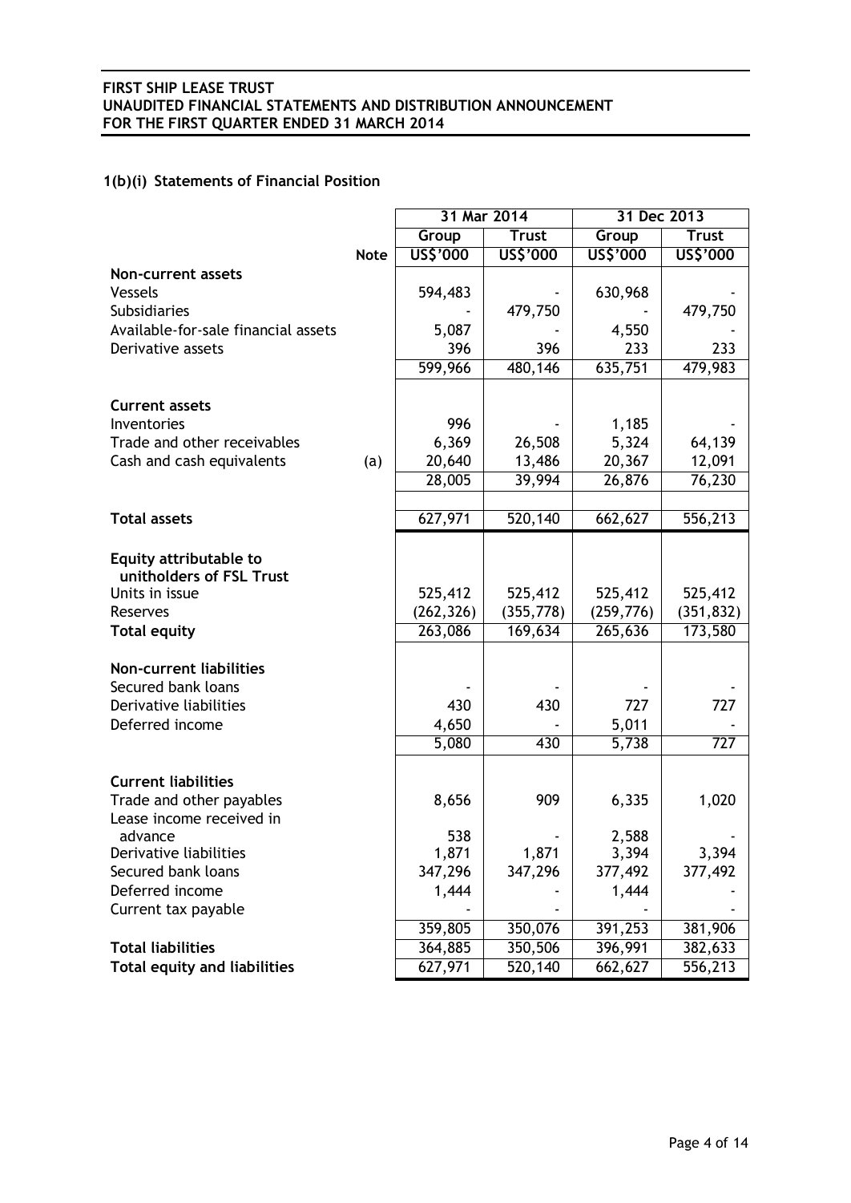### 1(b)(i) Statements of Financial Position

| | Note | 31 Mar 2014 | | 31 Dec 2013 | |
|---|---|---|---|---|---|
| | | Group | Trust | Group | Trust |
| | | US$'000 | US$'000 | US$'000 | US$'000 |
| **Non-current assets** | | | | | |
| Vessels | | 594,483 | - | 630,968 | - |
| Subsidiaries | | - | 479,750 | - | 479,750 |
| Available-for-sale financial assets | | 5,087 | - | 4,550 | - |
| Derivative assets | | 396 | 396 | 233 | 233 |
| | | 599,966 | 480,146 | 635,751 | 479,983 |
| **Current assets** | | | | | |
| Inventories | | 996 | - | 1,185 | - |
| Trade and other receivables | | 6,369 | 26,508 | 5,324 | 64,139 |
| Cash and cash equivalents | (a) | 20,640 | 13,486 | 20,367 | 12,091 |
| | | 28,005 | 39,994 | 26,876 | 76,230 |
| **Total assets** | | 627,971 | 520,140 | 662,627 | 556,213 |
| **Equity attributable to unitholders of FSL Trust** | | | | | |
| Units in issue | | 525,412 | 525,412 | 525,412 | 525,412 |
| Reserves | | (262,326) | (355,778) | (259,776) | (351,832) |
| **Total equity** | | 263,086 | 169,634 | 265,636 | 173,580 |
| **Non-current liabilities** | | | | | |
| Secured bank loans | | - | - | - | - |
| Derivative liabilities | | 430 | 430 | 727 | 727 |
| Deferred income | | 4,650 | - | 5,011 | - |
| | | 5,080 | 430 | 5,738 | 727 |
| **Current liabilities** | | | | | |
| Trade and other payables | | 8,656 | 909 | 6,335 | 1,020 |
| Lease income received in advance | | 538 | - | 2,588 | - |
| Derivative liabilities | | 1,871 | 1,871 | 3,394 | 3,394 |
| Secured bank loans | | 347,296 | 347,296 | 377,492 | 377,492 |
| Deferred income | | 1,444 | - | 1,444 | - |
| Current tax payable | | - | - | - | - |
| | | 359,805 | 350,076 | 391,253 | 381,906 |
| **Total liabilities** | | 364,885 | 350,506 | 396,991 | 382,633 |
| **Total equity and liabilities** | | 627,971 | 520,140 | 662,627 | 556,213 |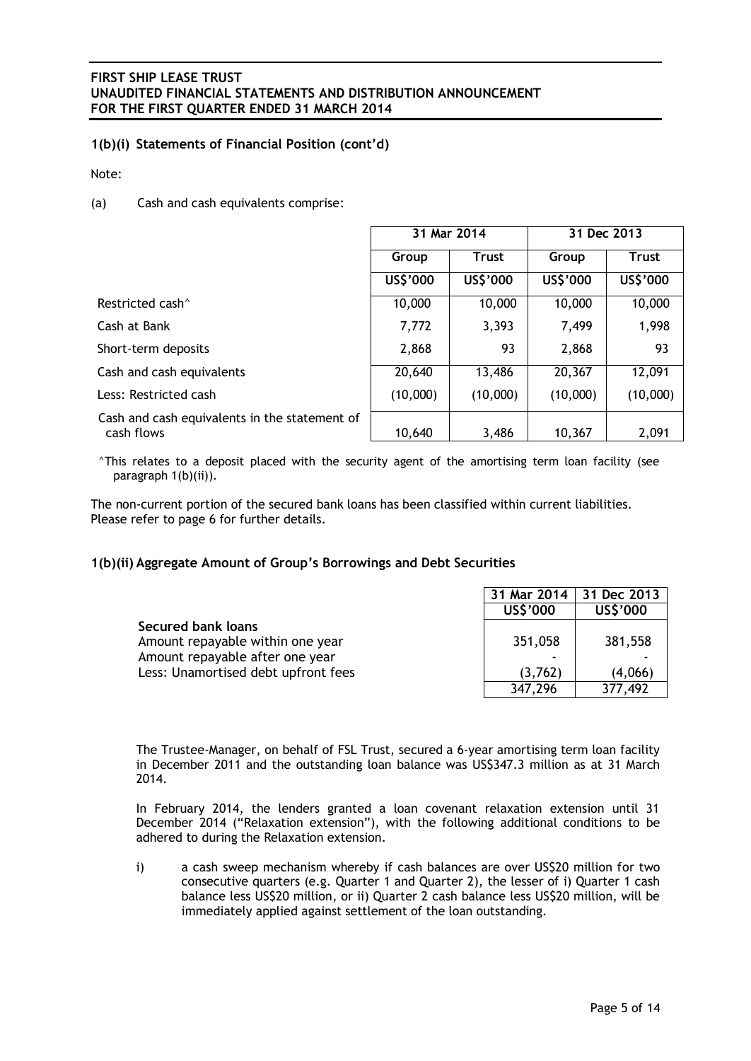### 1(b)(i) Statements of Financial Position (cont'd)

Note:

(a) Cash and cash equivalents comprise:

| | 31 Mar 2014 | | 31 Dec 2013 | |
|---|---|---|---|---|
| | Group | Trust | Group | Trust |
| | US$'000 | US$'000 | US$'000 | US$'000 |
| Restricted cash^ | 10,000 | 10,000 | 10,000 | 10,000 |
| Cash at Bank | 7,772 | 3,393 | 7,499 | 1,998 |
| Short-term deposits | 2,868 | 93 | 2,868 | 93 |
| Cash and cash equivalents | 20,640 | 13,486 | 20,367 | 12,091 |
| Less: Restricted cash | (10,000) | (10,000) | (10,000) | (10,000) |
| Cash and cash equivalents in the statement of cash flows | 10,640 | 3,486 | 10,367 | 2,091 |

^This relates to a deposit placed with the security agent of the amortising term loan facility (see paragraph 1(b)(ii)).

The non-current portion of the secured bank loans has been classified within current liabilities. Please refer to page 6 for further details.

### 1(b)(ii) Aggregate Amount of Group's Borrowings and Debt Securities

| | 31 Mar 2014 | 31 Dec 2013 |
|---|---|---|
| | US$'000 | US$'000 |
| **Secured bank loans** | | |
| Amount repayable within one year | 351,058 | 381,558 |
| Amount repayable after one year | - | - |
| Less: Unamortised debt upfront fees | (3,762) | (4,066) |
| | 347,296 | 377,492 |

The Trustee-Manager, on behalf of FSL Trust, secured a 6-year amortising term loan facility in December 2011 and the outstanding loan balance was US$347.3 million as at 31 March 2014.

In February 2014, the lenders granted a loan covenant relaxation extension until 31 December 2014 ("Relaxation extension"), with the following additional conditions to be adhered to during the Relaxation extension.

i) a cash sweep mechanism whereby if cash balances are over US$20 million for two consecutive quarters (e.g. Quarter 1 and Quarter 2), the lesser of i) Quarter 1 cash balance less US$20 million, or ii) Quarter 2 cash balance less US$20 million, will be immediately applied against settlement of the loan outstanding.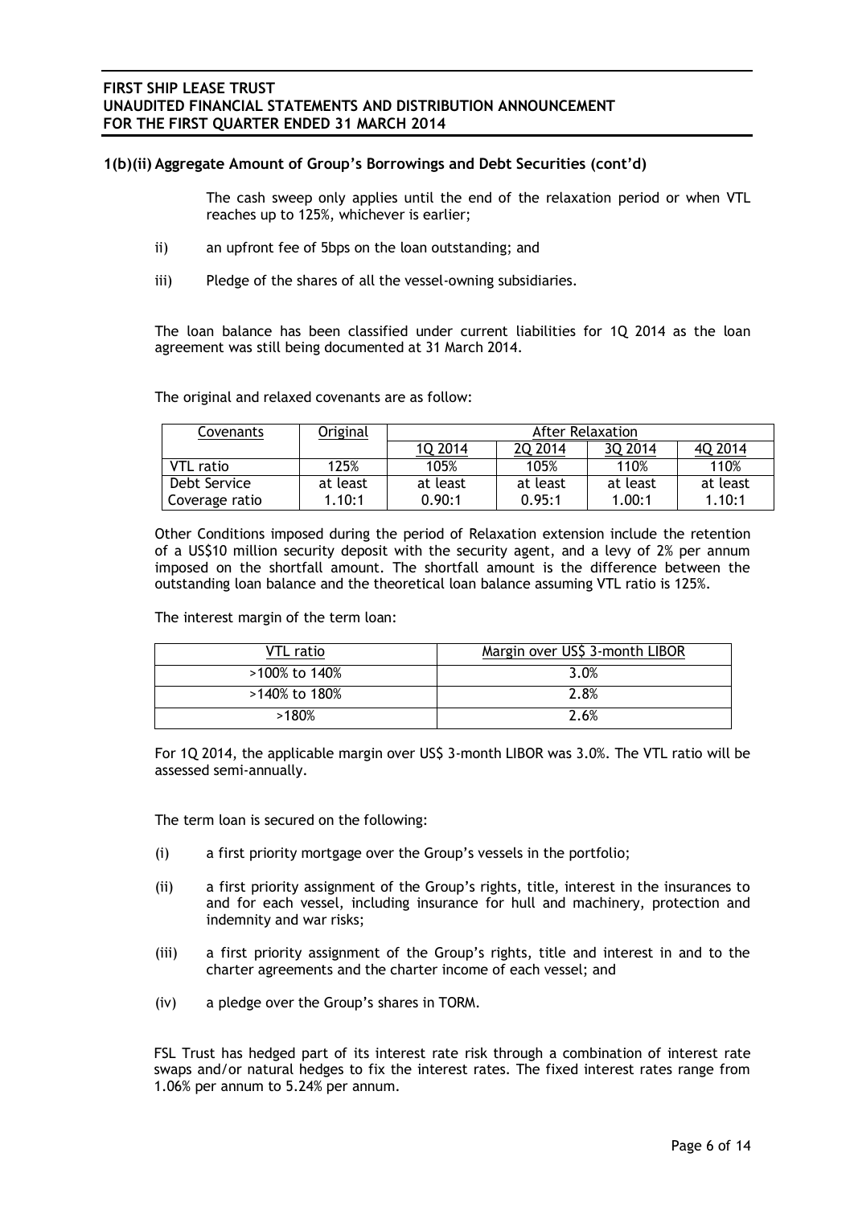### 1(b)(ii) Aggregate Amount of Group's Borrowings and Debt Securities (cont'd)

The cash sweep only applies until the end of the relaxation period or when VTL reaches up to 125%, whichever is earlier;

ii) an upfront fee of 5bps on the loan outstanding; and

iii) Pledge of the shares of all the vessel-owning subsidiaries.

The loan balance has been classified under current liabilities for 1Q 2014 as the loan agreement was still being documented at 31 March 2014.

The original and relaxed covenants are as follow:

| Covenants | Original | After Relaxation | | | |
|---|---|---|---|---|---|
| | | 1Q 2014 | 2Q 2014 | 3Q 2014 | 4Q 2014 |
| VTL ratio | 125% | 105% | 105% | 110% | 110% |
| Debt Service Coverage ratio | at least 1.10:1 | at least 0.90:1 | at least 0.95:1 | at least 1.00:1 | at least 1.10:1 |

Other Conditions imposed during the period of Relaxation extension include the retention of a US$10 million security deposit with the security agent, and a levy of 2% per annum imposed on the shortfall amount. The shortfall amount is the difference between the outstanding loan balance and the theoretical loan balance assuming VTL ratio is 125%.

The interest margin of the term loan:

| VTL ratio | Margin over US$ 3-month LIBOR |
|---|---|
| >100% to 140% | 3.0% |
| >140% to 180% | 2.8% |
| >180% | 2.6% |

For 1Q 2014, the applicable margin over US$ 3-month LIBOR was 3.0%. The VTL ratio will be assessed semi-annually.

The term loan is secured on the following:

(i) a first priority mortgage over the Group's vessels in the portfolio;

(ii) a first priority assignment of the Group's rights, title, interest in the insurances to and for each vessel, including insurance for hull and machinery, protection and indemnity and war risks;

(iii) a first priority assignment of the Group's rights, title and interest in and to the charter agreements and the charter income of each vessel; and

(iv) a pledge over the Group's shares in TORM.

FSL Trust has hedged part of its interest rate risk through a combination of interest rate swaps and/or natural hedges to fix the interest rates. The fixed interest rates range from 1.06% per annum to 5.24% per annum.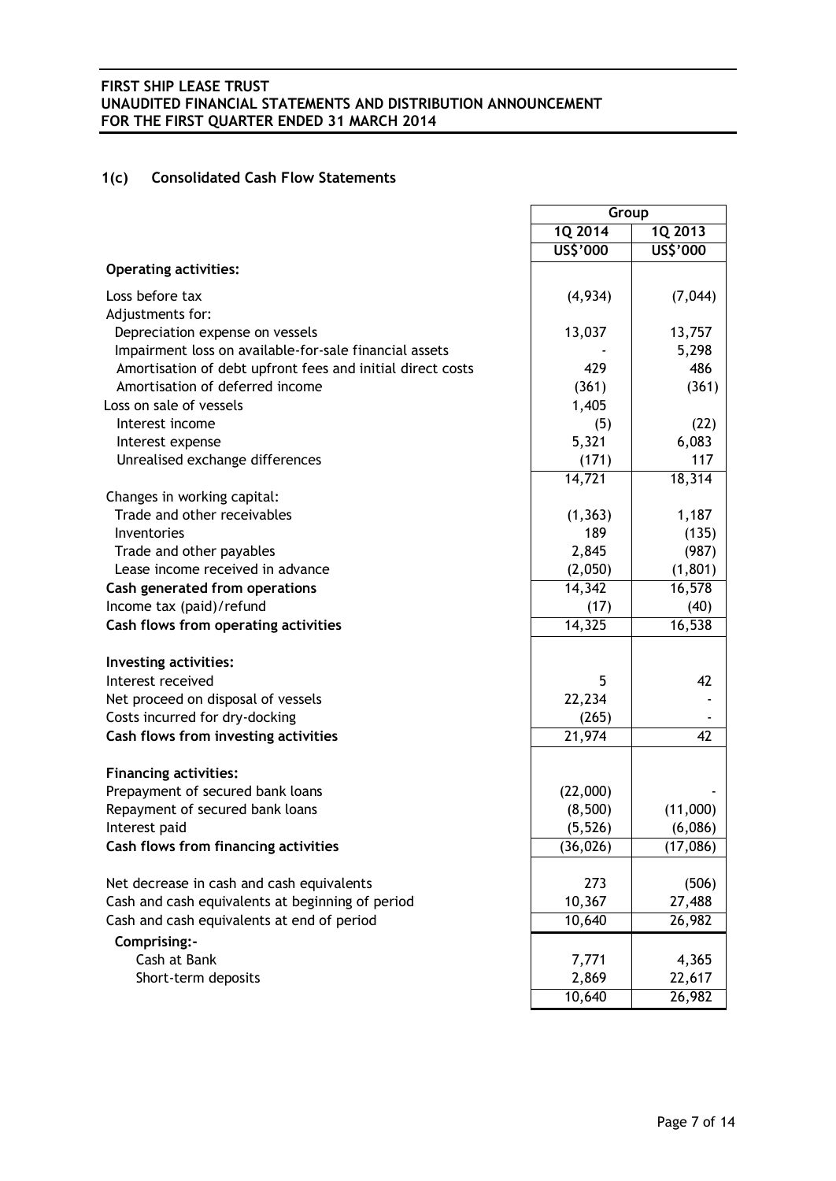## 1(c) Consolidated Cash Flow Statements

| | Group | |
|---|---|---|
| | 1Q 2014 | 1Q 2013 |
| | US$'000 | US$'000 |
| **Operating activities:** | | |
| Loss before tax | (4,934) | (7,044) |
| Adjustments for: | | |
| Depreciation expense on vessels | 13,037 | 13,757 |
| Impairment loss on available-for-sale financial assets | - | 5,298 |
| Amortisation of debt upfront fees and initial direct costs | 429 | 486 |
| Amortisation of deferred income | (361) | (361) |
| Loss on sale of vessels | 1,405 | |
| Interest income | (5) | (22) |
| Interest expense | 5,321 | 6,083 |
| Unrealised exchange differences | (171) | 117 |
| | 14,721 | 18,314 |
| Changes in working capital: | | |
| Trade and other receivables | (1,363) | 1,187 |
| Inventories | 189 | (135) |
| Trade and other payables | 2,845 | (987) |
| Lease income received in advance | (2,050) | (1,801) |
| **Cash generated from operations** | 14,342 | 16,578 |
| Income tax (paid)/refund | (17) | (40) |
| **Cash flows from operating activities** | 14,325 | 16,538 |
| **Investing activities:** | | |
| Interest received | 5 | 42 |
| Net proceed on disposal of vessels | 22,234 | - |
| Costs incurred for dry-docking | (265) | - |
| **Cash flows from investing activities** | 21,974 | 42 |
| **Financing activities:** | | |
| Prepayment of secured bank loans | (22,000) | - |
| Repayment of secured bank loans | (8,500) | (11,000) |
| Interest paid | (5,526) | (6,086) |
| **Cash flows from financing activities** | (36,026) | (17,086) |
| Net decrease in cash and cash equivalents | 273 | (506) |
| Cash and cash equivalents at beginning of period | 10,367 | 27,488 |
| Cash and cash equivalents at end of period | 10,640 | 26,982 |
| **Comprising:-** | | |
| Cash at Bank | 7,771 | 4,365 |
| Short-term deposits | 2,869 | 22,617 |
| | 10,640 | 26,982 |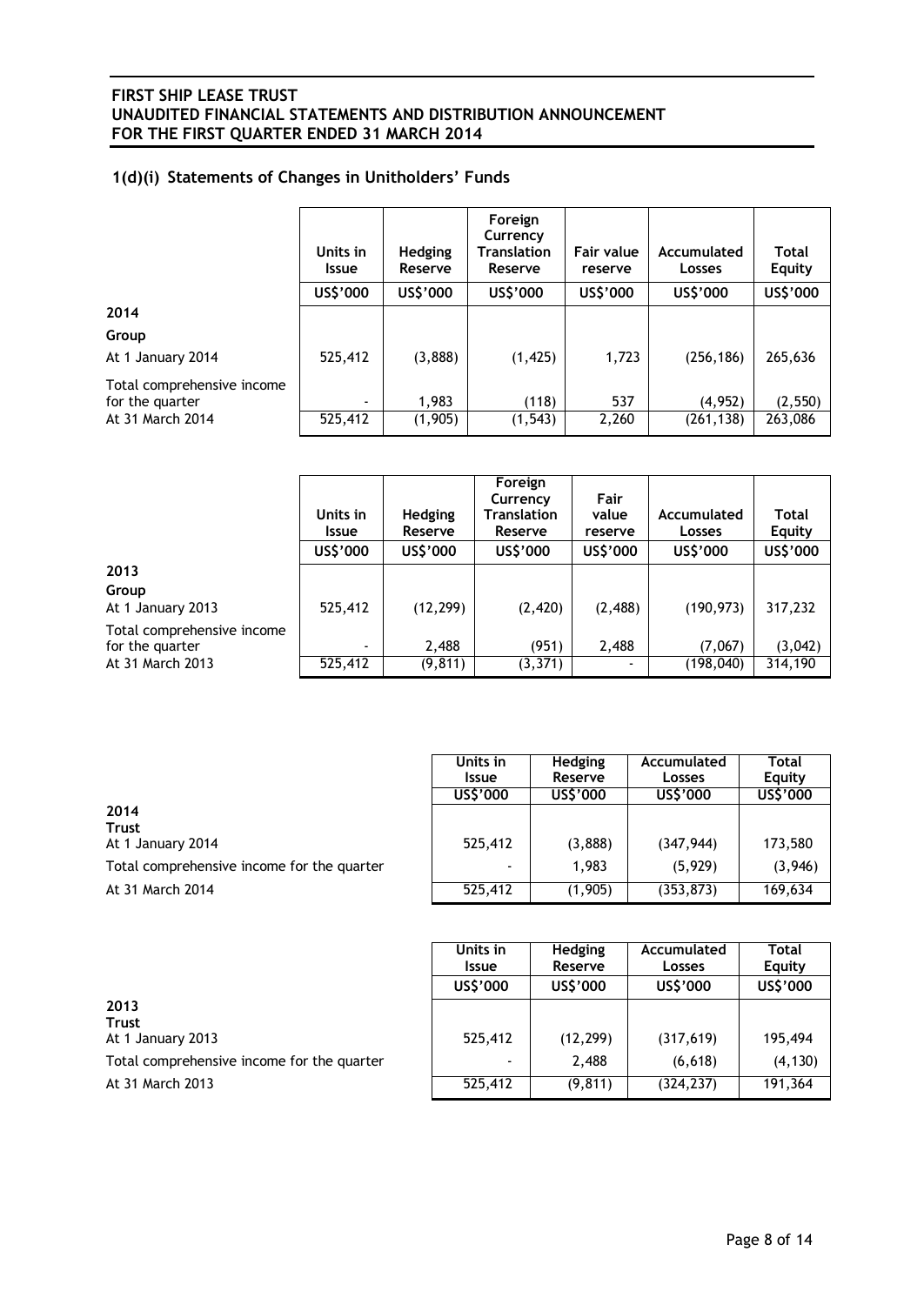## 1(d)(i) Statements of Changes in Unitholders' Funds

| | Units in Issue | Hedging Reserve | Foreign Currency Translation Reserve | Fair value reserve | Accumulated Losses | Total Equity |
|---|---|---|---|---|---|---|
| | US$'000 | US$'000 | US$'000 | US$'000 | US$'000 | US$'000 |
| **2014** | | | | | | |
| **Group** | | | | | | |
| At 1 January 2014 | 525,412 | (3,888) | (1,425) | 1,723 | (256,186) | 265,636 |
| Total comprehensive income for the quarter | - | 1,983 | (118) | 537 | (4,952) | (2,550) |
| At 31 March 2014 | 525,412 | (1,905) | (1,543) | 2,260 | (261,138) | 263,086 |

| | Units in Issue | Hedging Reserve | Foreign Currency Translation Reserve | Fair value reserve | Accumulated Losses | Total Equity |
|---|---|---|---|---|---|---|
| | US$'000 | US$'000 | US$'000 | US$'000 | US$'000 | US$'000 |
| **2013** | | | | | | |
| **Group** | | | | | | |
| At 1 January 2013 | 525,412 | (12,299) | (2,420) | (2,488) | (190,973) | 317,232 |
| Total comprehensive income for the quarter | - | 2,488 | (951) | 2,488 | (7,067) | (3,042) |
| At 31 March 2013 | 525,412 | (9,811) | (3,371) | - | (198,040) | 314,190 |

| | Units in Issue | Hedging Reserve | Accumulated Losses | Total Equity |
|---|---|---|---|---|
| | US$'000 | US$'000 | US$'000 | US$'000 |
| **2014** | | | | |
| **Trust** | | | | |
| At 1 January 2014 | 525,412 | (3,888) | (347,944) | 173,580 |
| Total comprehensive income for the quarter | - | 1,983 | (5,929) | (3,946) |
| At 31 March 2014 | 525,412 | (1,905) | (353,873) | 169,634 |

| | Units in Issue | Hedging Reserve | Accumulated Losses | Total Equity |
|---|---|---|---|---|
| | US$'000 | US$'000 | US$'000 | US$'000 |
| **2013** | | | | |
| **Trust** | | | | |
| At 1 January 2013 | 525,412 | (12,299) | (317,619) | 195,494 |
| Total comprehensive income for the quarter | - | 2,488 | (6,618) | (4,130) |
| At 31 March 2013 | 525,412 | (9,811) | (324,237) | 191,364 |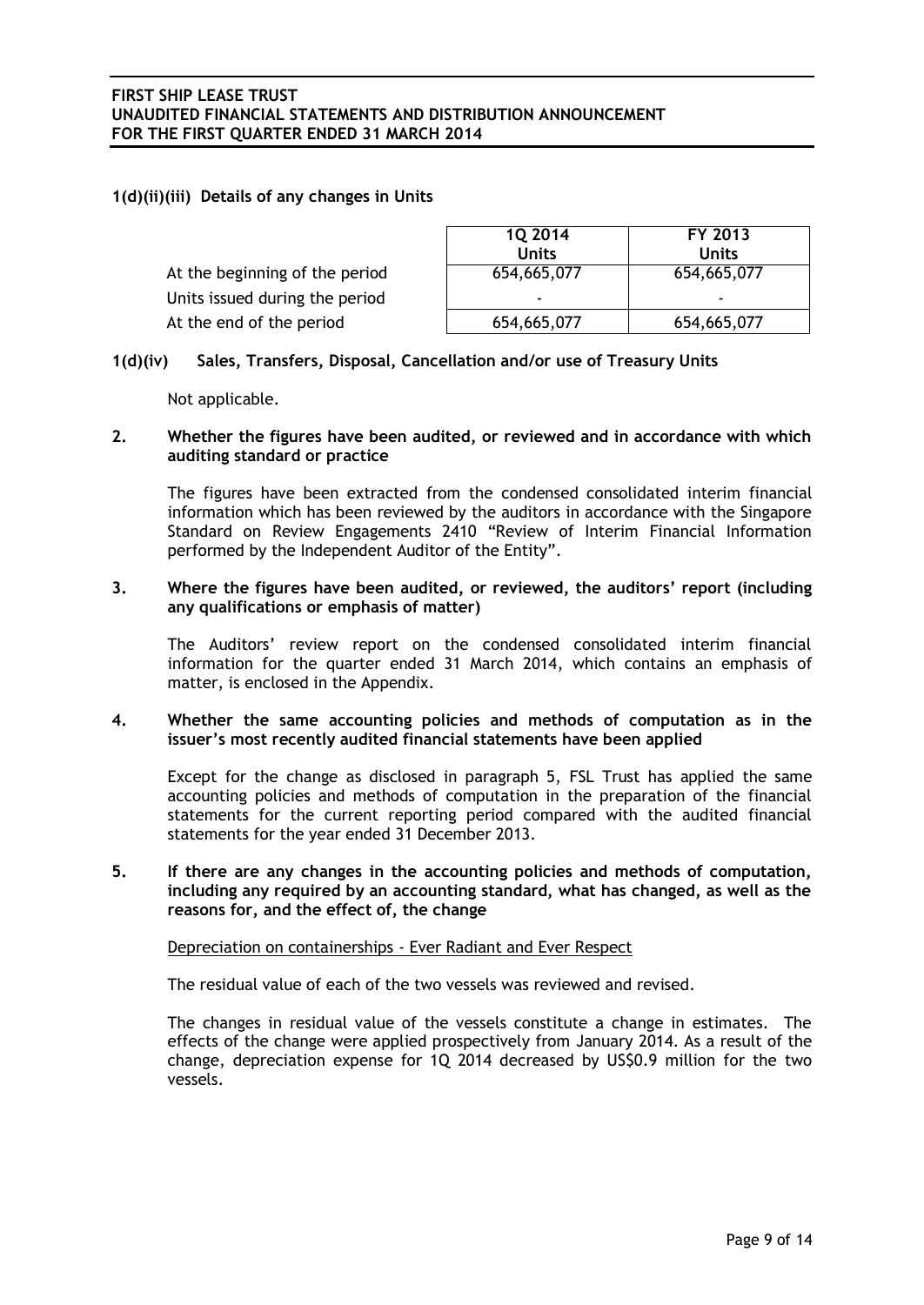### 1(d)(ii)(iii) Details of any changes in Units

| | 1Q 2014 Units | FY 2013 Units |
|---|---|---|
| At the beginning of the period | 654,665,077 | 654,665,077 |
| Units issued during the period | - | - |
| At the end of the period | 654,665,077 | 654,665,077 |

### 1(d)(iv) Sales, Transfers, Disposal, Cancellation and/or use of Treasury Units

Not applicable.

### 2. Whether the figures have been audited, or reviewed and in accordance with which auditing standard or practice

The figures have been extracted from the condensed consolidated interim financial information which has been reviewed by the auditors in accordance with the Singapore Standard on Review Engagements 2410 "Review of Interim Financial Information performed by the Independent Auditor of the Entity".

### 3. Where the figures have been audited, or reviewed, the auditors' report (including any qualifications or emphasis of matter)

The Auditors' review report on the condensed consolidated interim financial information for the quarter ended 31 March 2014, which contains an emphasis of matter, is enclosed in the Appendix.

### 4. Whether the same accounting policies and methods of computation as in the issuer's most recently audited financial statements have been applied

Except for the change as disclosed in paragraph 5, FSL Trust has applied the same accounting policies and methods of computation in the preparation of the financial statements for the current reporting period compared with the audited financial statements for the year ended 31 December 2013.

### 5. If there are any changes in the accounting policies and methods of computation, including any required by an accounting standard, what has changed, as well as the reasons for, and the effect of, the change

Depreciation on containerships - Ever Radiant and Ever Respect

The residual value of each of the two vessels was reviewed and revised.

The changes in residual value of the vessels constitute a change in estimates. The effects of the change were applied prospectively from January 2014. As a result of the change, depreciation expense for 1Q 2014 decreased by US$0.9 million for the two vessels.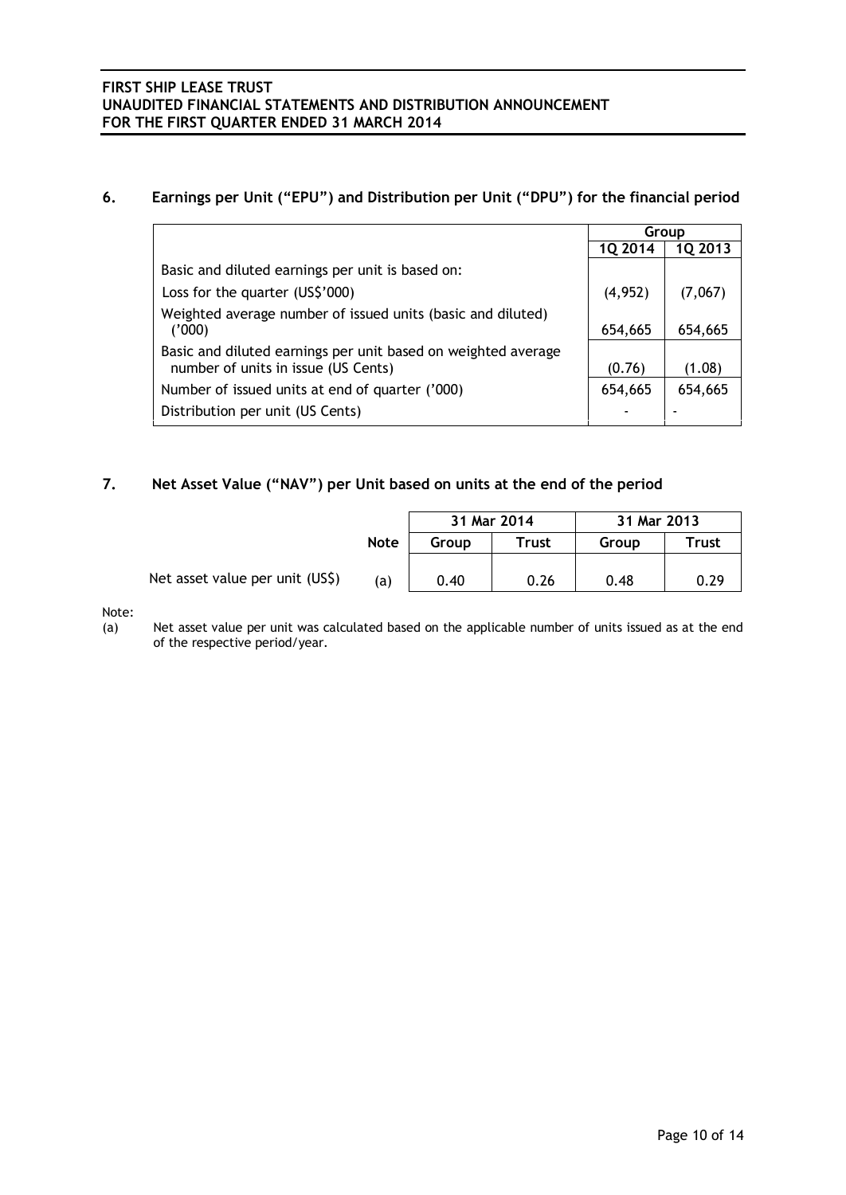## 6. Earnings per Unit ("EPU") and Distribution per Unit ("DPU") for the financial period

| | Group | |
|---|---|---|
| | 1Q 2014 | 1Q 2013 |
| Basic and diluted earnings per unit is based on: | | |
| Loss for the quarter (US$'000) | (4,952) | (7,067) |
| Weighted average number of issued units (basic and diluted) ('000) | 654,665 | 654,665 |
| Basic and diluted earnings per unit based on weighted average number of units in issue (US Cents) | (0.76) | (1.08) |
| Number of issued units at end of quarter ('000) | 654,665 | 654,665 |
| Distribution per unit (US Cents) | - | - |

## 7. Net Asset Value ("NAV") per Unit based on units at the end of the period

| | Note | 31 Mar 2014 | | 31 Mar 2013 | |
|---|---|---|---|---|---|
| | | Group | Trust | Group | Trust |
| Net asset value per unit (US$) | (a) | 0.40 | 0.26 | 0.48 | 0.29 |

Note:

(a) Net asset value per unit was calculated based on the applicable number of units issued as at the end of the respective period/year.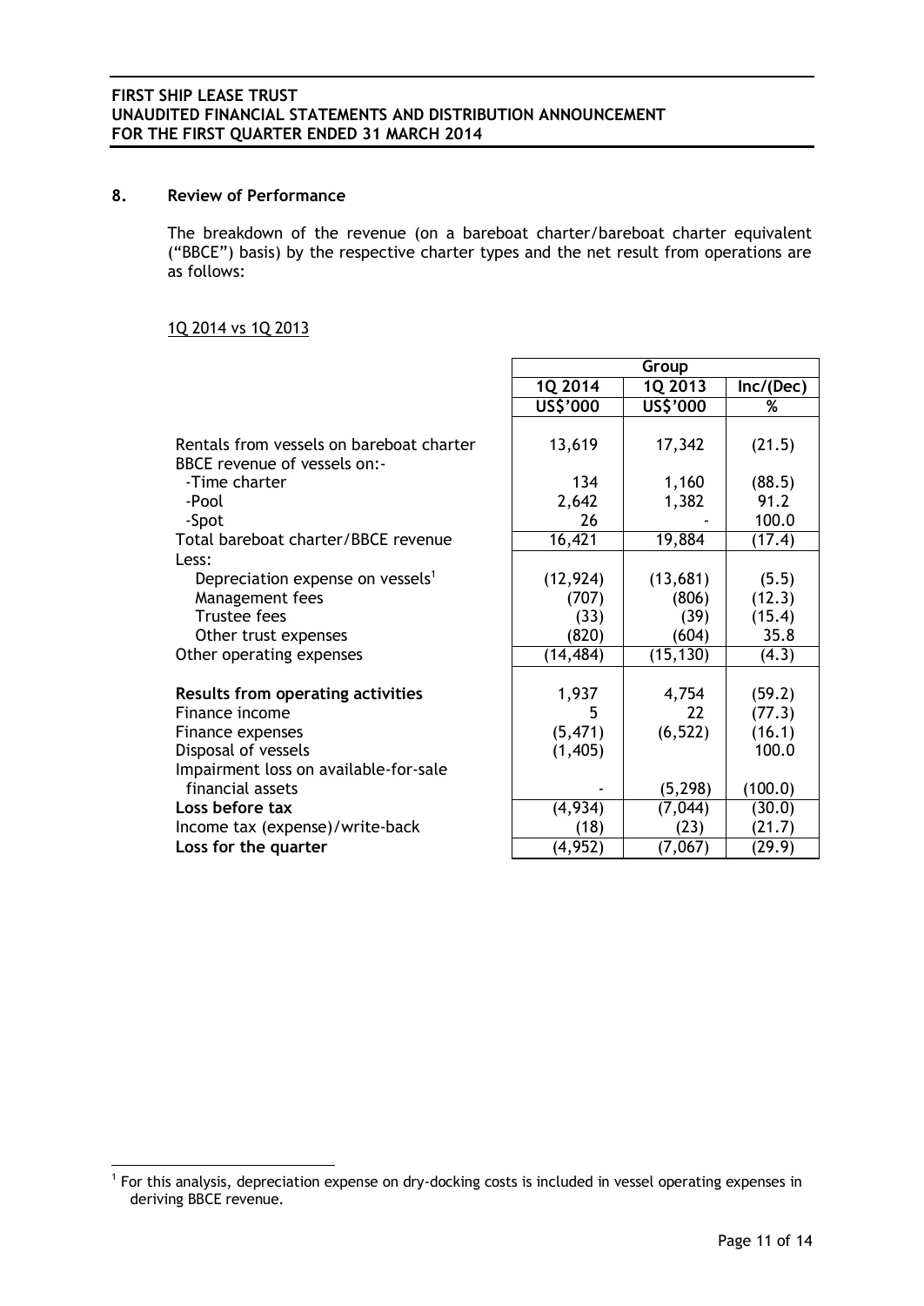## 8. Review of Performance

The breakdown of the revenue (on a bareboat charter/bareboat charter equivalent ("BBCE") basis) by the respective charter types and the net result from operations are as follows:

1Q 2014 vs 1Q 2013

| | Group | | |
|---|---|---|---|
| | 1Q 2014 | 1Q 2013 | Inc/(Dec) |
| | US$'000 | US$'000 | % |
| Rentals from vessels on bareboat charter | 13,619 | 17,342 | (21.5) |
| BBCE revenue of vessels on:- | | | |
| -Time charter | 134 | 1,160 | (88.5) |
| -Pool | 2,642 | 1,382 | 91.2 |
| -Spot | 26 | - | 100.0 |
| Total bareboat charter/BBCE revenue | 16,421 | 19,884 | (17.4) |
| Less: | | | |
| Depreciation expense on vessels[1] | (12,924) | (13,681) | (5.5) |
| Management fees | (707) | (806) | (12.3) |
| Trustee fees | (33) | (39) | (15.4) |
| Other trust expenses | (820) | (604) | 35.8 |
| Other operating expenses | (14,484) | (15,130) | (4.3) |
| **Results from operating activities** | 1,937 | 4,754 | (59.2) |
| Finance income | 5 | 22 | (77.3) |
| Finance expenses | (5,471) | (6,522) | (16.1) |
| Disposal of vessels | (1,405) | | 100.0 |
| Impairment loss on available-for-sale financial assets | - | (5,298) | (100.0) |
| **Loss before tax** | (4,934) | (7,044) | (30.0) |
| Income tax (expense)/write-back | (18) | (23) | (21.7) |
| **Loss for the quarter** | (4,952) | (7,067) | (29.9) |

[1] For this analysis, depreciation expense on dry-docking costs is included in vessel operating expenses in deriving BBCE revenue.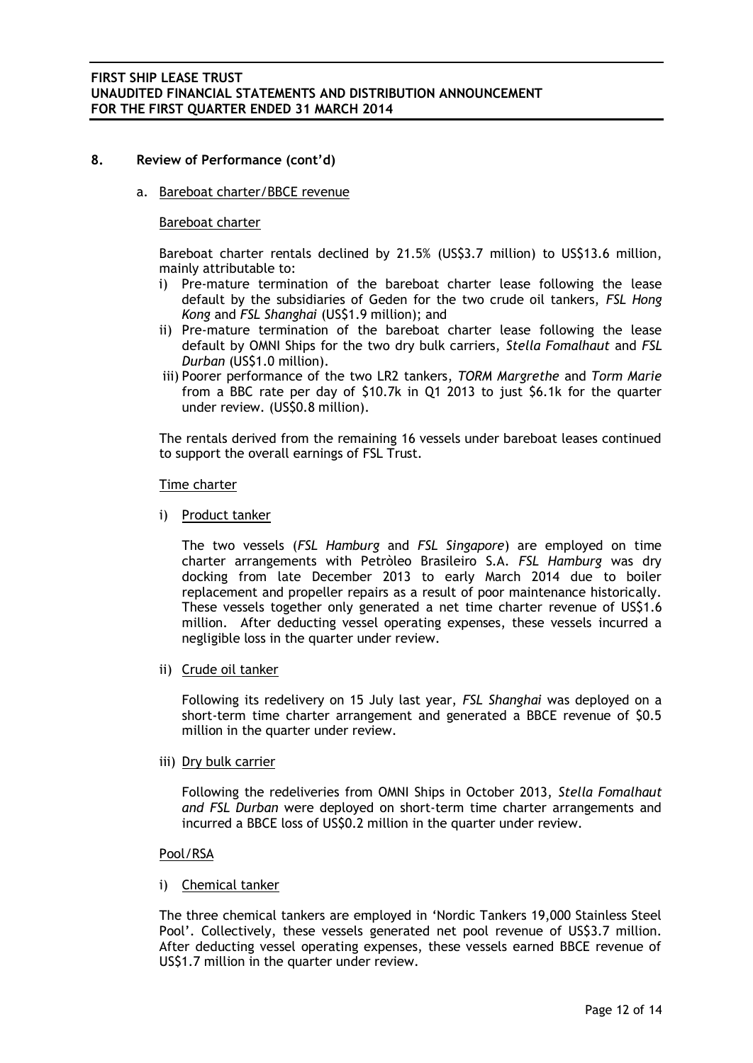## 8. Review of Performance (cont'd)

a. Bareboat charter/BBCE revenue

Bareboat charter

Bareboat charter rentals declined by 21.5% (US$3.7 million) to US$13.6 million, mainly attributable to:

i) Pre-mature termination of the bareboat charter lease following the lease default by the subsidiaries of Geden for the two crude oil tankers, *FSL Hong Kong* and *FSL Shanghai* (US$1.9 million); and
ii) Pre-mature termination of the bareboat charter lease following the lease default by OMNI Ships for the two dry bulk carriers, *Stella Fomalhaut* and *FSL Durban* (US$1.0 million).
iii) Poorer performance of the two LR2 tankers, *TORM Margrethe* and *Torm Marie* from a BBC rate per day of $10.7k in Q1 2013 to just $6.1k for the quarter under review. (US$0.8 million).

The rentals derived from the remaining 16 vessels under bareboat leases continued to support the overall earnings of FSL Trust.

Time charter

i) Product tanker

The two vessels (*FSL Hamburg* and *FSL Singapore*) are employed on time charter arrangements with Petròleo Brasileiro S.A. *FSL Hamburg* was dry docking from late December 2013 to early March 2014 due to boiler replacement and propeller repairs as a result of poor maintenance historically. These vessels together only generated a net time charter revenue of US$1.6 million. After deducting vessel operating expenses, these vessels incurred a negligible loss in the quarter under review.

ii) Crude oil tanker

Following its redelivery on 15 July last year, *FSL Shanghai* was deployed on a short-term time charter arrangement and generated a BBCE revenue of $0.5 million in the quarter under review.

iii) Dry bulk carrier

Following the redeliveries from OMNI Ships in October 2013, *Stella Fomalhaut and FSL Durban* were deployed on short-term time charter arrangements and incurred a BBCE loss of US$0.2 million in the quarter under review.

Pool/RSA

i) Chemical tanker

The three chemical tankers are employed in 'Nordic Tankers 19,000 Stainless Steel Pool'. Collectively, these vessels generated net pool revenue of US$3.7 million. After deducting vessel operating expenses, these vessels earned BBCE revenue of US$1.7 million in the quarter under review.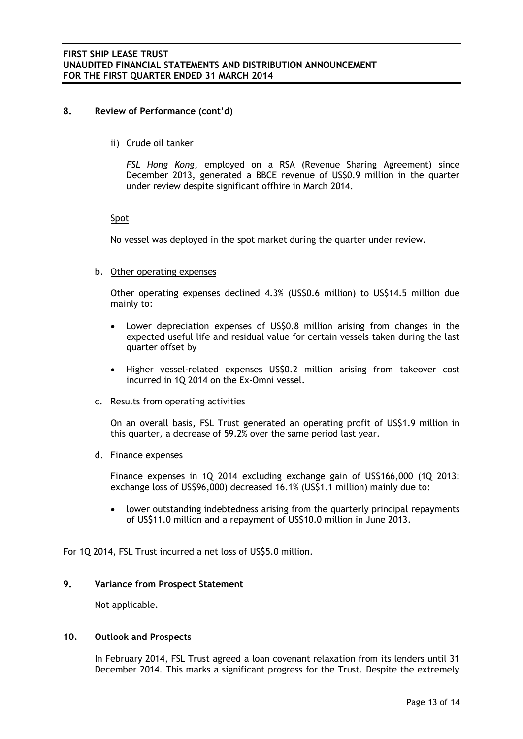## 8. Review of Performance (cont'd)

ii) Crude oil tanker

*FSL Hong Kong*, employed on a RSA (Revenue Sharing Agreement) since December 2013, generated a BBCE revenue of US$0.9 million in the quarter under review despite significant offhire in March 2014.

Spot

No vessel was deployed in the spot market during the quarter under review.

b. Other operating expenses

Other operating expenses declined 4.3% (US$0.6 million) to US$14.5 million due mainly to:

- Lower depreciation expenses of US$0.8 million arising from changes in the expected useful life and residual value for certain vessels taken during the last quarter offset by
- Higher vessel-related expenses US$0.2 million arising from takeover cost incurred in 1Q 2014 on the Ex-Omni vessel.

c. Results from operating activities

On an overall basis, FSL Trust generated an operating profit of US$1.9 million in this quarter, a decrease of 59.2% over the same period last year.

d. Finance expenses

Finance expenses in 1Q 2014 excluding exchange gain of US$166,000 (1Q 2013: exchange loss of US$96,000) decreased 16.1% (US$1.1 million) mainly due to:

- lower outstanding indebtedness arising from the quarterly principal repayments of US$11.0 million and a repayment of US$10.0 million in June 2013.

For 1Q 2014, FSL Trust incurred a net loss of US$5.0 million.

## 9. Variance from Prospect Statement

Not applicable.

## 10. Outlook and Prospects

In February 2014, FSL Trust agreed a loan covenant relaxation from its lenders until 31 December 2014. This marks a significant progress for the Trust. Despite the extremely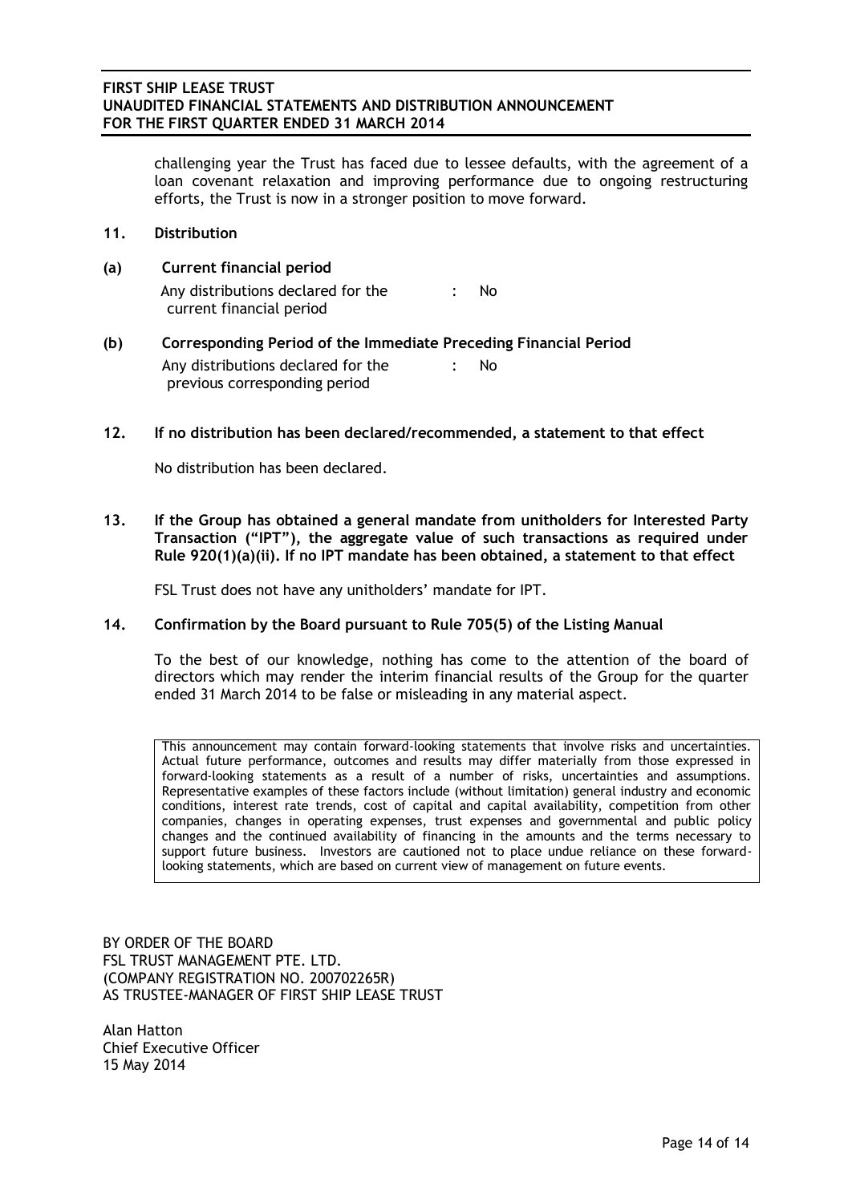challenging year the Trust has faced due to lessee defaults, with the agreement of a loan covenant relaxation and improving performance due to ongoing restructuring efforts, the Trust is now in a stronger position to move forward.

## 11. Distribution

### (a) Current financial period

Any distributions declared for the current financial period : No

### (b) Corresponding Period of the Immediate Preceding Financial Period

Any distributions declared for the previous corresponding period : No

## 12. If no distribution has been declared/recommended, a statement to that effect

No distribution has been declared.

## 13. If the Group has obtained a general mandate from unitholders for Interested Party Transaction ("IPT"), the aggregate value of such transactions as required under Rule 920(1)(a)(ii). If no IPT mandate has been obtained, a statement to that effect

FSL Trust does not have any unitholders' mandate for IPT.

## 14. Confirmation by the Board pursuant to Rule 705(5) of the Listing Manual

To the best of our knowledge, nothing has come to the attention of the board of directors which may render the interim financial results of the Group for the quarter ended 31 March 2014 to be false or misleading in any material aspect.

This announcement may contain forward-looking statements that involve risks and uncertainties. Actual future performance, outcomes and results may differ materially from those expressed in forward-looking statements as a result of a number of risks, uncertainties and assumptions. Representative examples of these factors include (without limitation) general industry and economic conditions, interest rate trends, cost of capital and capital availability, competition from other companies, changes in operating expenses, trust expenses and governmental and public policy changes and the continued availability of financing in the amounts and the terms necessary to support future business. Investors are cautioned not to place undue reliance on these forward-looking statements, which are based on current view of management on future events.

BY ORDER OF THE BOARD
FSL TRUST MANAGEMENT PTE. LTD.
(COMPANY REGISTRATION NO. 200702265R)
AS TRUSTEE-MANAGER OF FIRST SHIP LEASE TRUST

Alan Hatton
Chief Executive Officer
15 May 2014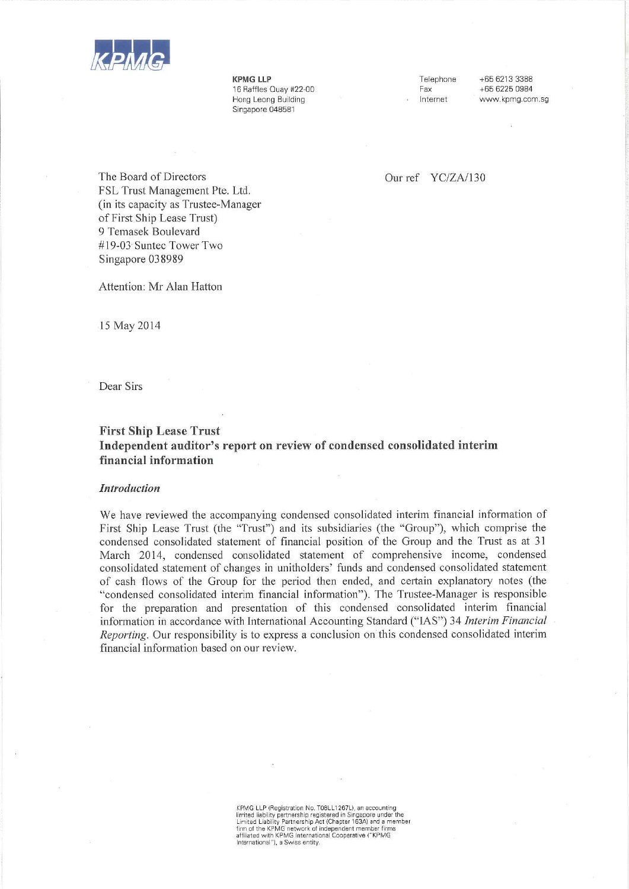KPMG

**KPMG LLP**
16 Raffles Quay #22-00
Hong Leong Building
Singapore 048581

Telephone +65 6213 3388
Fax +65 6225 0984
Internet www.kpmg.com.sg

The Board of Directors
FSL Trust Management Pte. Ltd.
(in its capacity as Trustee-Manager
of First Ship Lease Trust)
9 Temasek Boulevard
#19-03 Suntec Tower Two
Singapore 038989

Our ref YC/ZA/130

Attention: Mr Alan Hatton

15 May 2014

Dear Sirs

**First Ship Lease Trust**
**Independent auditor's report on review of condensed consolidated interim financial information**

***Introduction***

We have reviewed the accompanying condensed consolidated interim financial information of First Ship Lease Trust (the "Trust") and its subsidiaries (the "Group"), which comprise the condensed consolidated statement of financial position of the Group and the Trust as at 31 March 2014, condensed consolidated statement of comprehensive income, condensed consolidated statement of changes in unitholders' funds and condensed consolidated statement of cash flows of the Group for the period then ended, and certain explanatory notes (the "condensed consolidated interim financial information"). The Trustee-Manager is responsible for the preparation and presentation of this condensed consolidated interim financial information in accordance with International Accounting Standard ("IAS") 34 *Interim Financial Reporting*. Our responsibility is to express a conclusion on this condensed consolidated interim financial information based on our review.

KPMG LLP (Registration No. T08LL1267L), an accounting limited liability partnership registered in Singapore under the Limited Liability Partnership Act (Chapter 163A) and a member firm of the KPMG network of independent member firms affiliated with KPMG International Cooperative ("KPMG International"), a Swiss entity.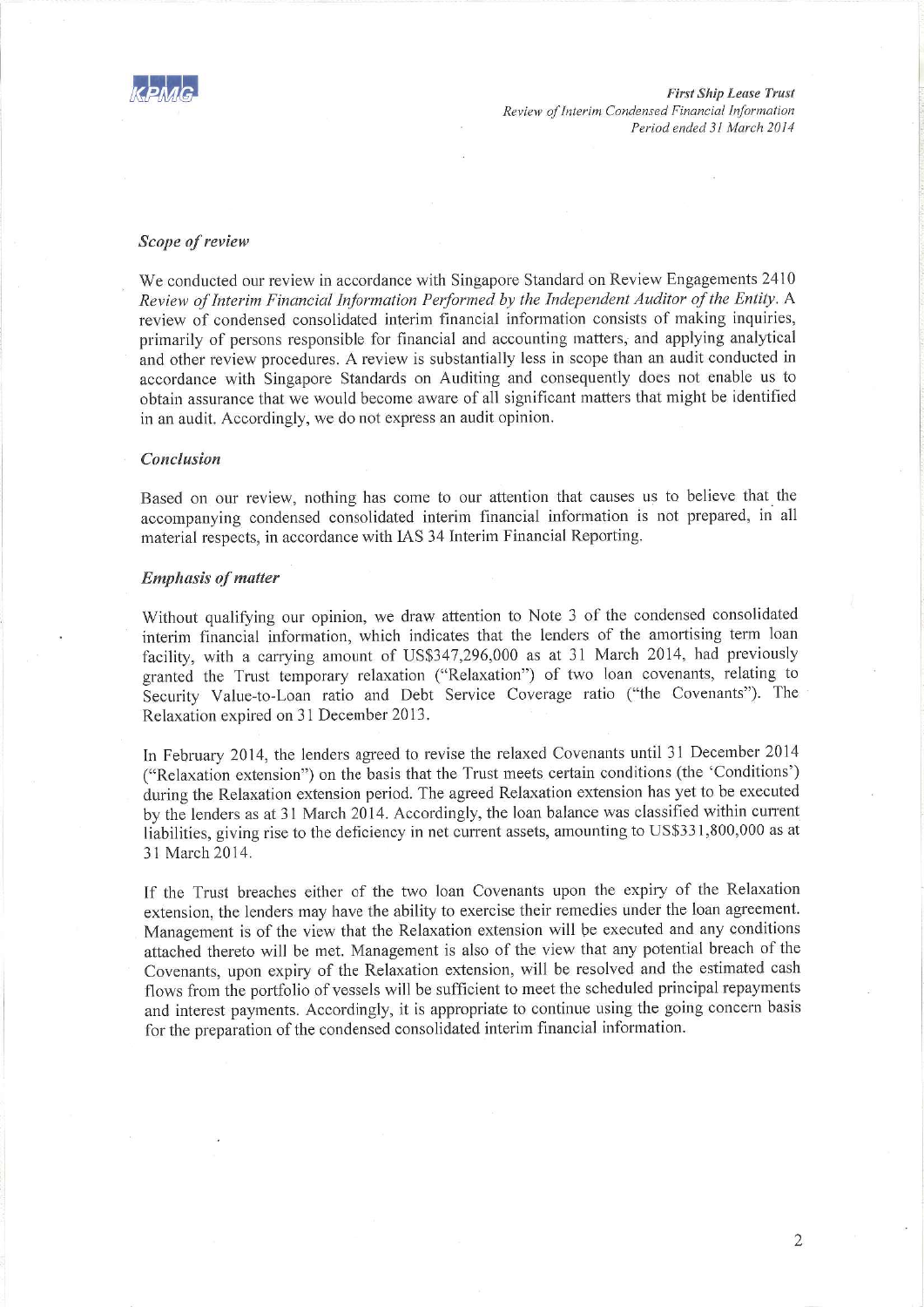### *Scope of review*

We conducted our review in accordance with Singapore Standard on Review Engagements 2410 *Review of Interim Financial Information Performed by the Independent Auditor of the Entity*. A review of condensed consolidated interim financial information consists of making inquiries, primarily of persons responsible for financial and accounting matters, and applying analytical and other review procedures. A review is substantially less in scope than an audit conducted in accordance with Singapore Standards on Auditing and consequently does not enable us to obtain assurance that we would become aware of all significant matters that might be identified in an audit. Accordingly, we do not express an audit opinion.

### *Conclusion*

Based on our review, nothing has come to our attention that causes us to believe that the accompanying condensed consolidated interim financial information is not prepared, in all material respects, in accordance with IAS 34 Interim Financial Reporting.

### *Emphasis of matter*

Without qualifying our opinion, we draw attention to Note 3 of the condensed consolidated interim financial information, which indicates that the lenders of the amortising term loan facility, with a carrying amount of US$347,296,000 as at 31 March 2014, had previously granted the Trust temporary relaxation ("Relaxation") of two loan covenants, relating to Security Value-to-Loan ratio and Debt Service Coverage ratio ("the Covenants"). The Relaxation expired on 31 December 2013.

In February 2014, the lenders agreed to revise the relaxed Covenants until 31 December 2014 ("Relaxation extension") on the basis that the Trust meets certain conditions (the 'Conditions') during the Relaxation extension period. The agreed Relaxation extension has yet to be executed by the lenders as at 31 March 2014. Accordingly, the loan balance was classified within current liabilities, giving rise to the deficiency in net current assets, amounting to US$331,800,000 as at 31 March 2014.

If the Trust breaches either of the two loan Covenants upon the expiry of the Relaxation extension, the lenders may have the ability to exercise their remedies under the loan agreement. Management is of the view that the Relaxation extension will be executed and any conditions attached thereto will be met. Management is also of the view that any potential breach of the Covenants, upon expiry of the Relaxation extension, will be resolved and the estimated cash flows from the portfolio of vessels will be sufficient to meet the scheduled principal repayments and interest payments. Accordingly, it is appropriate to continue using the going concern basis for the preparation of the condensed consolidated interim financial information.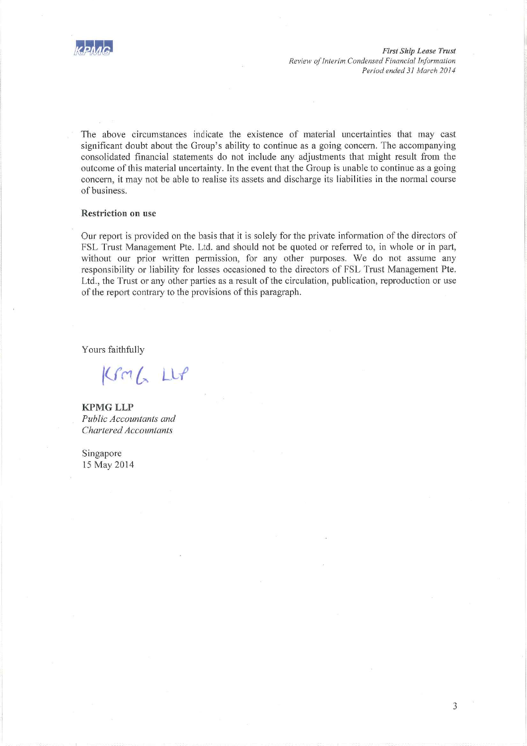The above circumstances indicate the existence of material uncertainties that may cast significant doubt about the Group's ability to continue as a going concern. The accompanying consolidated financial statements do not include any adjustments that might result from the outcome of this material uncertainty. In the event that the Group is unable to continue as a going concern, it may not be able to realise its assets and discharge its liabilities in the normal course of business.

**Restriction on use**

Our report is provided on the basis that it is solely for the private information of the directors of FSL Trust Management Pte. Ltd. and should not be quoted or referred to, in whole or in part, without our prior written permission, for any other purposes. We do not assume any responsibility or liability for losses occasioned to the directors of FSL Trust Management Pte. Ltd., the Trust or any other parties as a result of the circulation, publication, reproduction or use of the report contrary to the provisions of this paragraph.

Yours faithfully

KPMG LLP

**KPMG LLP**
*Public Accountants and*
*Chartered Accountants*

Singapore
15 May 2014